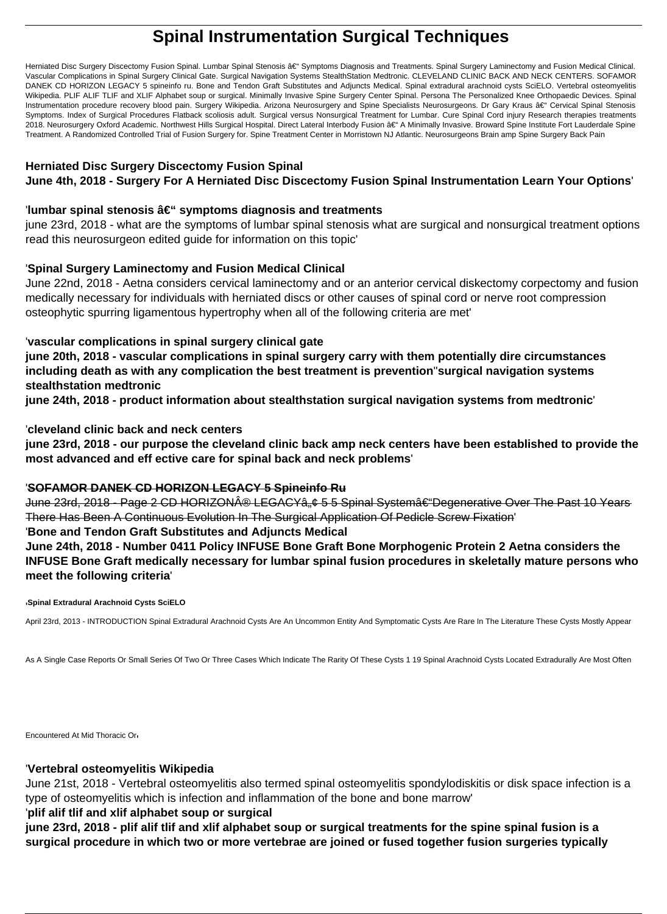# Spinal Instrumentation Surgical Techniques

Herniated Disc Surgery Discectomy Fusion Spinal. Lumbar Spinal Stenosis â€" Symptoms Diagnosis and Treatments. Spinal Surgery Laminectomy and Fusion Medical Clinical. Vascular Complications in Spinal Surgery Clinical Gate. Surgical Navigation Systems StealthStation Medtronic. CLEVELAND CLINIC BACK AND NECK CENTERS. SOFAMOR DANEK CD HORIZON LEGACY 5 spineinfo ru. Bone and Tendon Graft Substitutes and Adjuncts Medical. Spinal extradural arachnoid cysts SciELO. Vertebral osteomyelitis Wikipedia. PLIF ALIF TLIF and XLIF Alphabet soup or surgical. Minimally Invasive Spine Surgery Center Spinal. Persona The Personalized Knee Orthopaedic Devices. Spinal Instrumentation procedure recovery blood pain. Surgery Wikipedia. Arizona Neurosurgery and Spine Specialists Neurosurgeons. Dr Gary Kraus â€" Cervical Spinal Stenosis Symptoms. Index of Surgical Procedures Flatback scoliosis adult. Surgical versus Nonsurgical Treatment for Lumbar. Cure Spinal Cord injury Research therapies treatments 2018. Neurosurgery Oxford Academic. Northwest Hills Surgical Hospital. Direct Lateral Interbody Fusion â€" A Minimally Invasive. Broward Spine Institute Fort Lauderdale Spine Treatment. A Randomized Controlled Trial of Fusion Surgery for. Spine Treatment Center in Morristown NJ Atlantic. Neurosurgeons Brain amp Spine Surgery Back Pain

**Herniated Disc Surgery Discectomy Fusion Spinal**

**June 4th, 2018 - Surgery For A Herniated Disc Discectomy Fusion Spinal Instrumentation Learn Your Options**'

'**lumbar spinal stenosis â€" symptoms diagnosis and treatments**

june 23rd, 2018 - what are the symptoms of lumbar spinal stenosis what are surgical and nonsurgical treatment options read this neurosurgeon edited guide for information on this topic'

'**Spinal Surgery Laminectomy and Fusion Medical Clinical**

June 22nd, 2018 - Aetna considers cervical laminectomy and or an anterior cervical diskectomy corpectomy and fusion medically necessary for individuals with herniated discs or other causes of spinal cord or nerve root compression osteophytic spurring ligamentous hypertrophy when all of the following criteria are met'

'**vascular complications in spinal surgery clinical gate**

**june 20th, 2018 - vascular complications in spinal surgery carry with them potentially dire circumstances including death as with any complication the best treatment is prevention**''**surgical navigation systems stealthstation medtronic**

**june 24th, 2018 - product information about stealthstation surgical navigation systems from medtronic**'

'**cleveland clinic back and neck centers**

**june 23rd, 2018 - our purpose the cleveland clinic back amp neck centers have been established to provide the most advanced and eff ective care for spinal back and neck problems**'

'~~**SOFAMOR DANEK CD HORIZON LEGACY 5 Spineinfo Ru**~~

~~June 23rd, 2018 - Page 2 CD HORIZONÂ® LEGACYâ„¢ 5 5 Spinal Systemâ€"Degenerative Over The Past 10 Years There Has Been A Continuous Evolution In The Surgical Application Of Pedicle Screw Fixation~~'

'**Bone and Tendon Graft Substitutes and Adjuncts Medical**

**June 24th, 2018 - Number 0411 Policy INFUSE Bone Graft Bone Morphogenic Protein 2 Aetna considers the INFUSE Bone Graft medically necessary for lumbar spinal fusion procedures in skeletally mature persons who meet the following criteria**'

'**Spinal Extradural Arachnoid Cysts SciELO**

April 23rd, 2013 - INTRODUCTION Spinal Extradural Arachnoid Cysts Are An Uncommon Entity And Symptomatic Cysts Are Rare In The Literature These Cysts Mostly Appear As A Single Case Reports Or Small Series Of Two Or Three Cases Which Indicate The Rarity Of These Cysts 1 19 Spinal Arachnoid Cysts Located Extradurally Are Most Often Encountered At Mid Thoracic Or'

'**Vertebral osteomyelitis Wikipedia**

June 21st, 2018 - Vertebral osteomyelitis also termed spinal osteomyelitis spondylodiskitis or disk space infection is a type of osteomyelitis which is infection and inflammation of the bone and bone marrow'

'**plif alif tlif and xlif alphabet soup or surgical**

**june 23rd, 2018 - plif alif tlif and xlif alphabet soup or surgical treatments for the spine spinal fusion is a surgical procedure in which two or more vertebrae are joined or fused together fusion surgeries typically**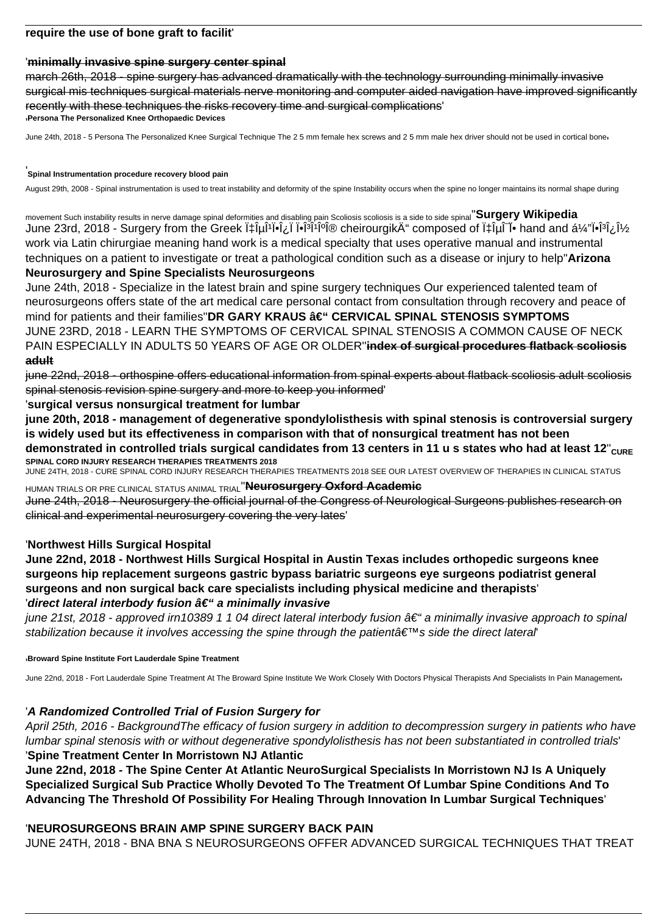**require the use of bone graft to facilit**'

'**minimally invasive spine surgery center spinal**

march 26th, 2018 - spine surgery has advanced dramatically with the technology surrounding minimally invasive surgical mis techniques surgical materials nerve monitoring and computer aided navigation have improved significantly recently with these techniques the risks recovery time and surgical complications'

'**Persona The Personalized Knee Orthopaedic Devices**

June 24th, 2018 - 5 Persona The Personalized Knee Surgical Technique The 2 5 mm female hex screws and 2 5 mm male hex driver should not be used in cortical bone'

'**Spinal Instrumentation procedure recovery blood pain**

August 29th, 2008 - Spinal instrumentation is used to treat instability and deformity of the spine Instability occurs when the spine no longer maintains its normal shape during movement Such instability results in nerve damage spinal deformities and disabling pain Scoliosis scoliosis is a side to side spinal''**Surgery Wikipedia**

June 23rd, 2018 - Surgery from the Greek Ï‡ÎµÎ¹Ï•Î¿Ï Ï•Î³Î¹ÎºÎ® cheirourgikÄ“ composed of Ï‡ÎµÎ¯Ï• hand and á¼"Ï•Î³Î¿Î½ work via Latin chirurgiae meaning hand work is a medical specialty that uses operative manual and instrumental techniques on a patient to investigate or treat a pathological condition such as a disease or injury to help''**Arizona Neurosurgery and Spine Specialists Neurosurgeons**

June 24th, 2018 - Specialize in the latest brain and spine surgery techniques Our experienced talented team of neurosurgeons offers state of the art medical care personal contact from consultation through recovery and peace of mind for patients and their families''**DR GARY KRAUS â€" CERVICAL SPINAL STENOSIS SYMPTOMS**

JUNE 23RD, 2018 - LEARN THE SYMPTOMS OF CERVICAL SPINAL STENOSIS A COMMON CAUSE OF NECK PAIN ESPECIALLY IN ADULTS 50 YEARS OF AGE OR OLDER''**index of surgical procedures flatback scoliosis adult**

june 22nd, 2018 - orthospine offers educational information from spinal experts about flatback scoliosis adult scoliosis spinal stenosis revision spine surgery and more to keep you informed'

'**surgical versus nonsurgical treatment for lumbar**

**june 20th, 2018 - management of degenerative spondylolisthesis with spinal stenosis is controversial surgery is widely used but its effectiveness in comparison with that of nonsurgical treatment has not been demonstrated in controlled trials surgical candidates from 13 centers in 11 u s states who had at least 12**''**CURE SPINAL CORD INJURY RESEARCH THERAPIES TREATMENTS 2018**

JUNE 24TH, 2018 - CURE SPINAL CORD INJURY RESEARCH THERAPIES TREATMENTS 2018 SEE OUR LATEST OVERVIEW OF THERAPIES IN CLINICAL STATUS HUMAN TRIALS OR PRE CLINICAL STATUS ANIMAL TRIAL''**Neurosurgery Oxford Academic**

June 24th, 2018 - Neurosurgery the official journal of the Congress of Neurological Surgeons publishes research on clinical and experimental neurosurgery covering the very lates'

'**Northwest Hills Surgical Hospital**

**June 22nd, 2018 - Northwest Hills Surgical Hospital in Austin Texas includes orthopedic surgeons knee surgeons hip replacement surgeons gastric bypass bariatric surgeons eye surgeons podiatrist general surgeons and non surgical back care specialists including physical medicine and therapists**'

'***direct lateral interbody fusion â€" a minimally invasive***

*june 21st, 2018 - approved irn10389 1 1 04 direct lateral interbody fusion â€" a minimally invasive approach to spinal stabilization because it involves accessing the spine through the patientâ€™s side the direct lateral*'

'**Broward Spine Institute Fort Lauderdale Spine Treatment**

June 22nd, 2018 - Fort Lauderdale Spine Treatment At The Broward Spine Institute We Work Closely With Doctors Physical Therapists And Specialists In Pain Management'

'***A Randomized Controlled Trial of Fusion Surgery for***

*April 25th, 2016 - BackgroundThe efficacy of fusion surgery in addition to decompression surgery in patients who have lumbar spinal stenosis with or without degenerative spondylolisthesis has not been substantiated in controlled trials*'

'**Spine Treatment Center In Morristown NJ Atlantic**

**June 22nd, 2018 - The Spine Center At Atlantic NeuroSurgical Specialists In Morristown NJ Is A Uniquely Specialized Surgical Sub Practice Wholly Devoted To The Treatment Of Lumbar Spine Conditions And To Advancing The Threshold Of Possibility For Healing Through Innovation In Lumbar Surgical Techniques**'

'**NEUROSURGEONS BRAIN AMP SPINE SURGERY BACK PAIN**

JUNE 24TH, 2018 - BNA BNA S NEUROSURGEONS OFFER ADVANCED SURGICAL TECHNIQUES THAT TREAT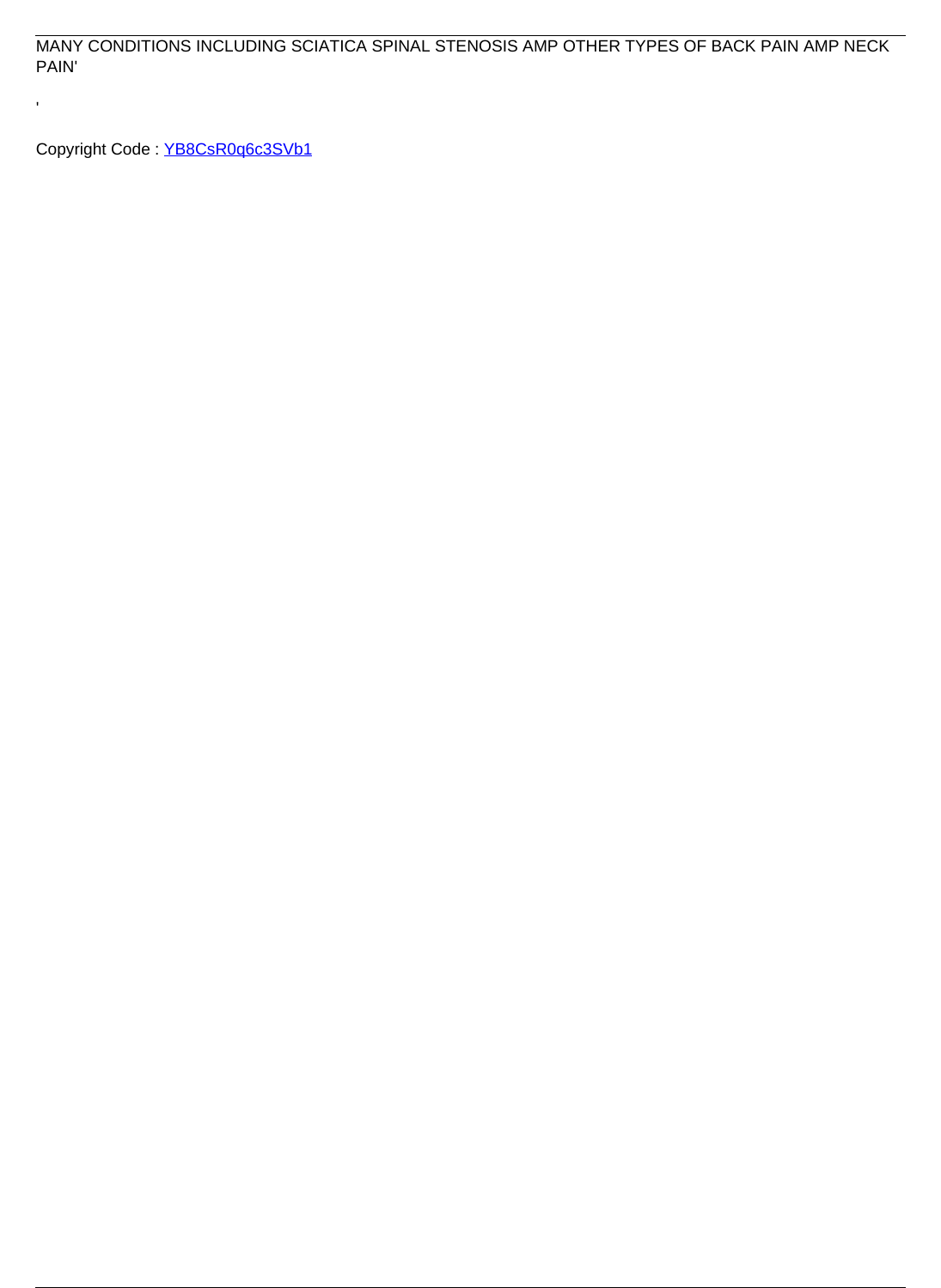MANY CONDITIONS INCLUDING SCIATICA SPINAL STENOSIS AMP OTHER TYPES OF BACK PAIN AMP NECK PAIN'

'

Copyright Code : [YB8CsR0q6c3SVb1]